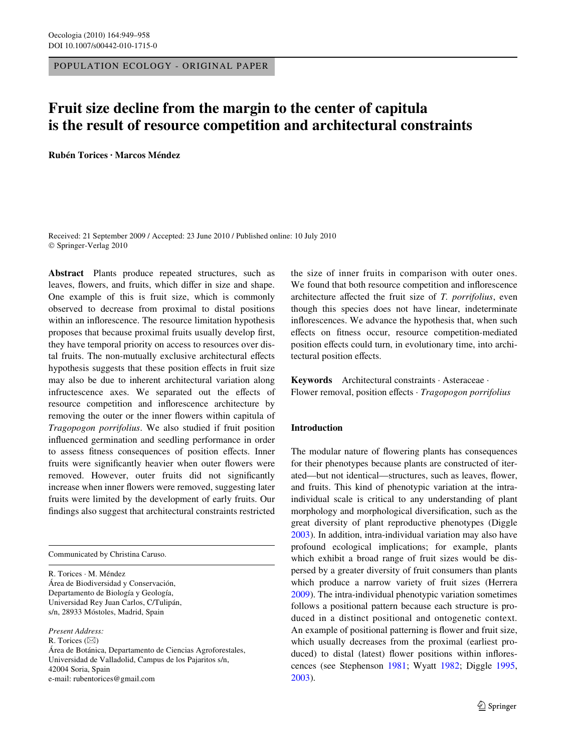POPULATION ECOLOGY - ORIGINAL PAPER

# Fruit size decline from the margin to the center of capitula is the result of resource competition and architectural constraints

**Rubén Torices · Marcos Méndez**

Received: 21 September 2009 / Accepted: 23 June 2010 / Published online: 10 July 2010
© Springer-Verlag 2010

**Abstract** Plants produce repeated structures, such as leaves, flowers, and fruits, which differ in size and shape. One example of this is fruit size, which is commonly observed to decrease from proximal to distal positions within an inflorescence. The resource limitation hypothesis proposes that because proximal fruits usually develop first, they have temporal priority on access to resources over distal fruits. The non-mutually exclusive architectural effects hypothesis suggests that these position effects in fruit size may also be due to inherent architectural variation along infructescence axes. We separated out the effects of resource competition and inflorescence architecture by removing the outer or the inner flowers within capitula of *Tragopogon porrifolius*. We also studied if fruit position influenced germination and seedling performance in order to assess fitness consequences of position effects. Inner fruits were significantly heavier when outer flowers were removed. However, outer fruits did not significantly increase when inner flowers were removed, suggesting later fruits were limited by the development of early fruits. Our findings also suggest that architectural constraints restricted the size of inner fruits in comparison with outer ones. We found that both resource competition and inflorescence architecture affected the fruit size of *T. porrifolius*, even though this species does not have linear, indeterminate inflorescences. We advance the hypothesis that, when such effects on fitness occur, resource competition-mediated position effects could turn, in evolutionary time, into architectural position effects.

**Keywords** Architectural constraints · Asteraceae · Flower removal, position effects · *Tragopogon porrifolius*

Communicated by Christina Caruso.

R. Torices · M. Méndez
Área de Biodiversidad y Conservación,
Departamento de Biología y Geología,
Universidad Rey Juan Carlos, C/Tulipán,
s/n, 28933 Móstoles, Madrid, Spain

*Present Address:*
R. Torices (✉)
Área de Botánica, Departamento de Ciencias Agroforestales,
Universidad de Valladolid, Campus de los Pajaritos s/n,
42004 Soria, Spain
e-mail: rubentorices@gmail.com

## Introduction

The modular nature of flowering plants has consequences for their phenotypes because plants are constructed of iterated—but not identical—structures, such as leaves, flower, and fruits. This kind of phenotypic variation at the intra-individual scale is critical to any understanding of plant morphology and morphological diversification, such as the great diversity of plant reproductive phenotypes (Diggle 2003). In addition, intra-individual variation may also have profound ecological implications; for example, plants which exhibit a broad range of fruit sizes would be dispersed by a greater diversity of fruit consumers than plants which produce a narrow variety of fruit sizes (Herrera 2009). The intra-individual phenotypic variation sometimes follows a positional pattern because each structure is produced in a distinct positional and ontogenetic context. An example of positional patterning is flower and fruit size, which usually decreases from the proximal (earliest produced) to distal (latest) flower positions within inflorescences (see Stephenson 1981; Wyatt 1982; Diggle 1995, 2003).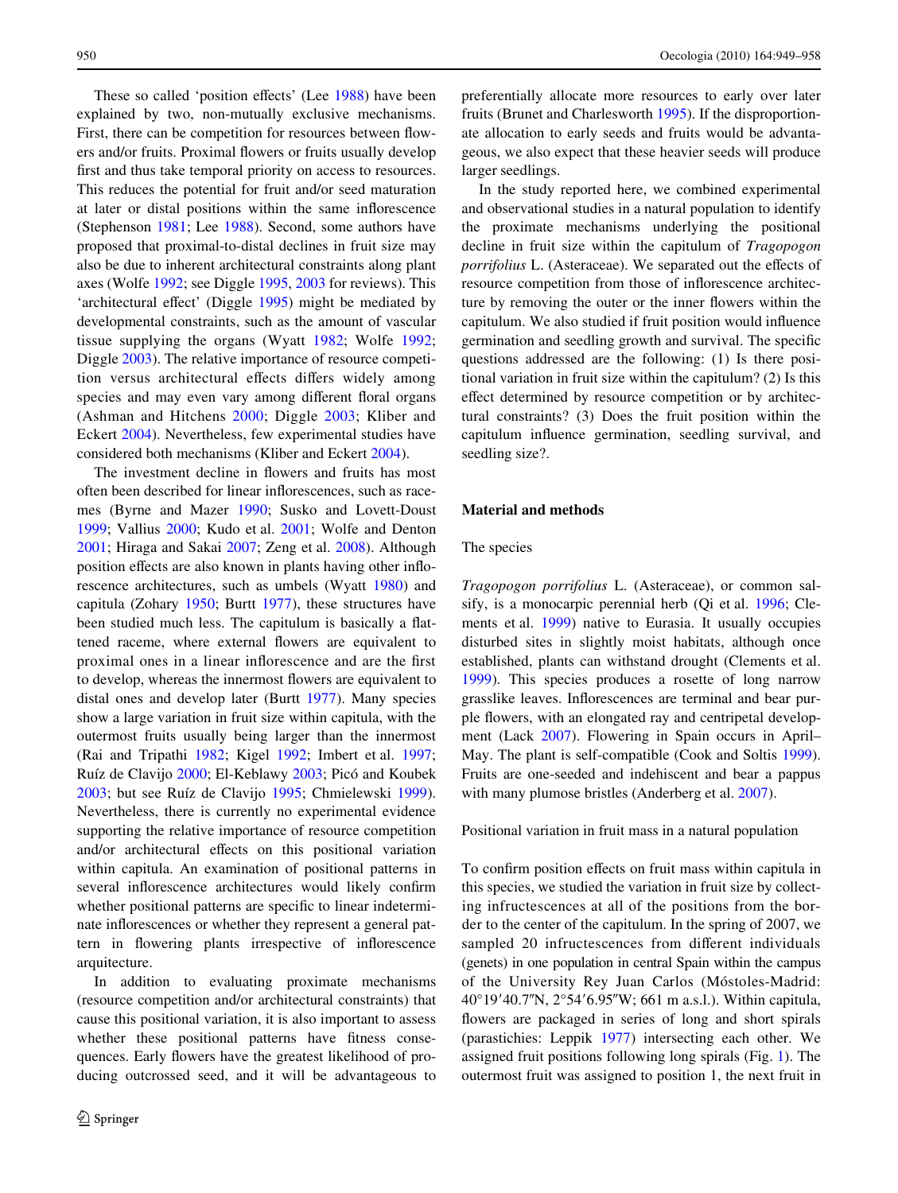These so called 'position effects' (Lee 1988) have been explained by two, non-mutually exclusive mechanisms. First, there can be competition for resources between flowers and/or fruits. Proximal flowers or fruits usually develop first and thus take temporal priority on access to resources. This reduces the potential for fruit and/or seed maturation at later or distal positions within the same inflorescence (Stephenson 1981; Lee 1988). Second, some authors have proposed that proximal-to-distal declines in fruit size may also be due to inherent architectural constraints along plant axes (Wolfe 1992; see Diggle 1995, 2003 for reviews). This 'architectural effect' (Diggle 1995) might be mediated by developmental constraints, such as the amount of vascular tissue supplying the organs (Wyatt 1982; Wolfe 1992; Diggle 2003). The relative importance of resource competition versus architectural effects differs widely among species and may even vary among different floral organs (Ashman and Hitchens 2000; Diggle 2003; Kliber and Eckert 2004). Nevertheless, few experimental studies have considered both mechanisms (Kliber and Eckert 2004).

The investment decline in flowers and fruits has most often been described for linear inflorescences, such as racemes (Byrne and Mazer 1990; Susko and Lovett-Doust 1999; Vallius 2000; Kudo et al. 2001; Wolfe and Denton 2001; Hiraga and Sakai 2007; Zeng et al. 2008). Although position effects are also known in plants having other inflorescence architectures, such as umbels (Wyatt 1980) and capitula (Zohary 1950; Burtt 1977), these structures have been studied much less. The capitulum is basically a flattened raceme, where external flowers are equivalent to proximal ones in a linear inflorescence and are the first to develop, whereas the innermost flowers are equivalent to distal ones and develop later (Burtt 1977). Many species show a large variation in fruit size within capitula, with the outermost fruits usually being larger than the innermost (Rai and Tripathi 1982; Kigel 1992; Imbert et al. 1997; Ruíz de Clavijo 2000; El-Keblawy 2003; Picó and Koubek 2003; but see Ruíz de Clavijo 1995; Chmielewski 1999). Nevertheless, there is currently no experimental evidence supporting the relative importance of resource competition and/or architectural effects on this positional variation within capitula. An examination of positional patterns in several inflorescence architectures would likely confirm whether positional patterns are specific to linear indeterminate inflorescences or whether they represent a general pattern in flowering plants irrespective of inflorescence arquitecture.

In addition to evaluating proximate mechanisms (resource competition and/or architectural constraints) that cause this positional variation, it is also important to assess whether these positional patterns have fitness consequences. Early flowers have the greatest likelihood of producing outcrossed seed, and it will be advantageous to preferentially allocate more resources to early over later fruits (Brunet and Charlesworth 1995). If the disproportionate allocation to early seeds and fruits would be advantageous, we also expect that these heavier seeds will produce larger seedlings.

In the study reported here, we combined experimental and observational studies in a natural population to identify the proximate mechanisms underlying the positional decline in fruit size within the capitulum of *Tragopogon porrifolius* L. (Asteraceae). We separated out the effects of resource competition from those of inflorescence architecture by removing the outer or the inner flowers within the capitulum. We also studied if fruit position would influence germination and seedling growth and survival. The specific questions addressed are the following: (1) Is there positional variation in fruit size within the capitulum? (2) Is this effect determined by resource competition or by architectural constraints? (3) Does the fruit position within the capitulum influence germination, seedling survival, and seedling size?.

## Material and methods

### The species

*Tragopogon porrifolius* L. (Asteraceae), or common salsify, is a monocarpic perennial herb (Qi et al. 1996; Clements et al. 1999) native to Eurasia. It usually occupies disturbed sites in slightly moist habitats, although once established, plants can withstand drought (Clements et al. 1999). This species produces a rosette of long narrow grasslike leaves. Inflorescences are terminal and bear purple flowers, with an elongated ray and centripetal development (Lack 2007). Flowering in Spain occurs in April–May. The plant is self-compatible (Cook and Soltis 1999). Fruits are one-seeded and indehiscent and bear a pappus with many plumose bristles (Anderberg et al. 2007).

### Positional variation in fruit mass in a natural population

To confirm position effects on fruit mass within capitula in this species, we studied the variation in fruit size by collecting infructescences at all of the positions from the border to the center of the capitulum. In the spring of 2007, we sampled 20 infructescences from different individuals (genets) in one population in central Spain within the campus of the University Rey Juan Carlos (Móstoles-Madrid: 40°19′40.7″N, 2°54′6.95″W; 661 m a.s.l.). Within capitula, flowers are packaged in series of long and short spirals (parastichies: Leppik 1977) intersecting each other. We assigned fruit positions following long spirals (Fig. 1). The outermost fruit was assigned to position 1, the next fruit in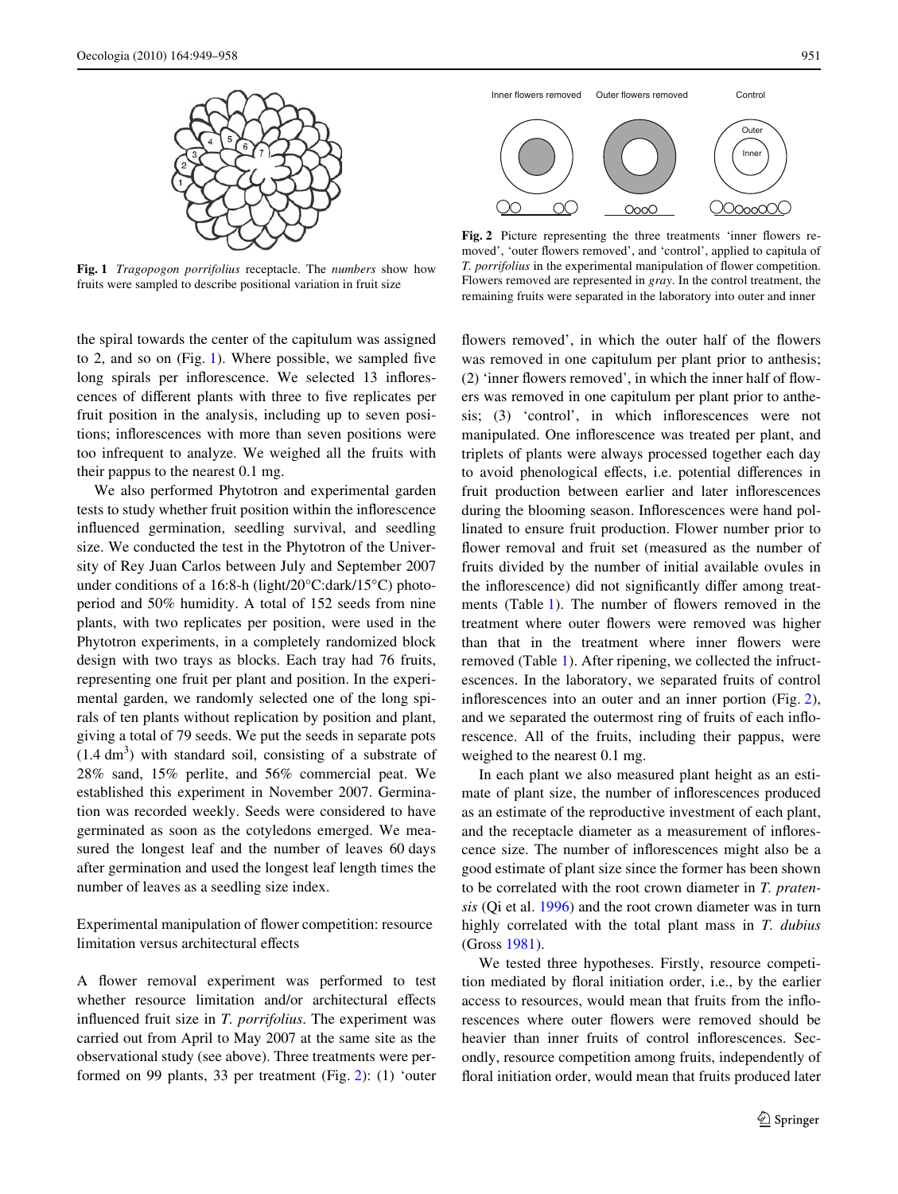Fig. 1 *Tragopogon porrifolius* receptacle. The *numbers* show how fruits were sampled to describe positional variation in fruit size

Fig. 2 Picture representing the three treatments 'inner flowers removed', 'outer flowers removed', and 'control', applied to capitula of *T. porrifolius* in the experimental manipulation of flower competition. Flowers removed are represented in *gray*. In the control treatment, the remaining fruits were separated in the laboratory into outer and inner

the spiral towards the center of the capitulum was assigned to 2, and so on (Fig. 1). Where possible, we sampled five long spirals per inflorescence. We selected 13 inflorescences of different plants with three to five replicates per fruit position in the analysis, including up to seven positions; inflorescences with more than seven positions were too infrequent to analyze. We weighed all the fruits with their pappus to the nearest 0.1 mg.

We also performed Phytotron and experimental garden tests to study whether fruit position within the inflorescence influenced germination, seedling survival, and seedling size. We conducted the test in the Phytotron of the University of Rey Juan Carlos between July and September 2007 under conditions of a 16:8-h (light/20°C:dark/15°C) photoperiod and 50% humidity. A total of 152 seeds from nine plants, with two replicates per position, were used in the Phytotron experiments, in a completely randomized block design with two trays as blocks. Each tray had 76 fruits, representing one fruit per plant and position. In the experimental garden, we randomly selected one of the long spirals of ten plants without replication by position and plant, giving a total of 79 seeds. We put the seeds in separate pots (1.4 $dm^3$) with standard soil, consisting of a substrate of 28% sand, 15% perlite, and 56% commercial peat. We established this experiment in November 2007. Germination was recorded weekly. Seeds were considered to have germinated as soon as the cotyledons emerged. We measured the longest leaf and the number of leaves 60 days after germination and used the longest leaf length times the number of leaves as a seedling size index.

## Experimental manipulation of flower competition: resource limitation versus architectural effects

A flower removal experiment was performed to test whether resource limitation and/or architectural effects influenced fruit size in *T. porrifolius*. The experiment was carried out from April to May 2007 at the same site as the observational study (see above). Three treatments were performed on 99 plants, 33 per treatment (Fig. 2): (1) 'outer flowers removed', in which the outer half of the flowers was removed in one capitulum per plant prior to anthesis; (2) 'inner flowers removed', in which the inner half of flowers was removed in one capitulum per plant prior to anthesis; (3) 'control', in which inflorescences were not manipulated. One inflorescence was treated per plant, and triplets of plants were always processed together each day to avoid phenological effects, i.e. potential differences in fruit production between earlier and later inflorescences during the blooming season. Inflorescences were hand pollinated to ensure fruit production. Flower number prior to flower removal and fruit set (measured as the number of fruits divided by the number of initial available ovules in the inflorescence) did not significantly differ among treatments (Table 1). The number of flowers removed in the treatment where outer flowers were removed was higher than that in the treatment where inner flowers were removed (Table 1). After ripening, we collected the infructescences. In the laboratory, we separated fruits of control inflorescences into an outer and an inner portion (Fig. 2), and we separated the outermost ring of fruits of each inflorescence. All of the fruits, including their pappus, were weighed to the nearest 0.1 mg.

In each plant we also measured plant height as an estimate of plant size, the number of inflorescences produced as an estimate of the reproductive investment of each plant, and the receptacle diameter as a measurement of inflorescence size. The number of inflorescences might also be a good estimate of plant size since the former has been shown to be correlated with the root crown diameter in *T. pratensis* (Qi et al. 1996) and the root crown diameter was in turn highly correlated with the total plant mass in *T. dubius* (Gross 1981).

We tested three hypotheses. Firstly, resource competition mediated by floral initiation order, i.e., by the earlier access to resources, would mean that fruits from the inflorescences where outer flowers were removed should be heavier than inner fruits of control inflorescences. Secondly, resource competition among fruits, independently of floral initiation order, would mean that fruits produced later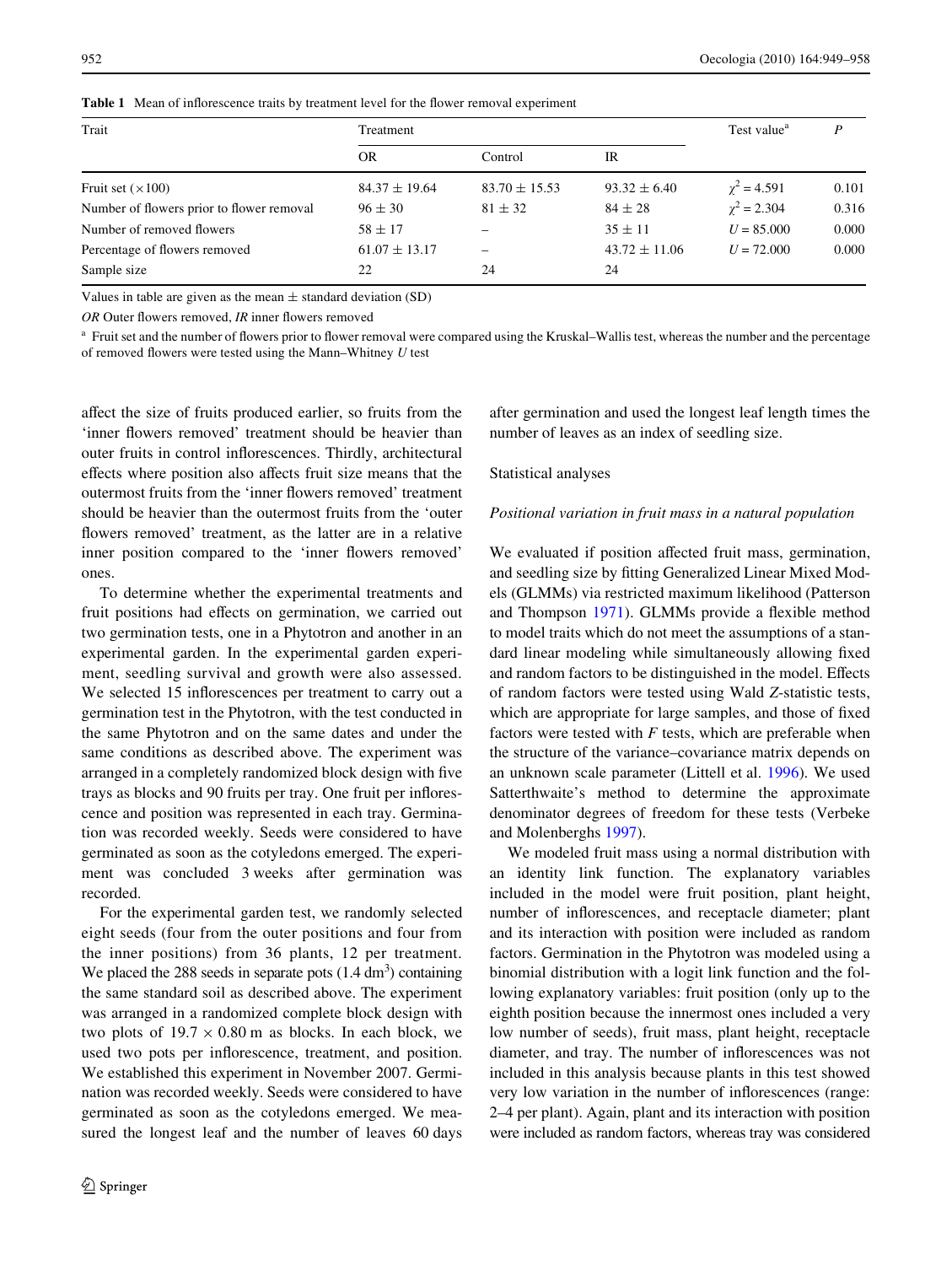**Table 1** Mean of inflorescence traits by treatment level for the flower removal experiment

| Trait | Treatment | | | Test value[a] | $P$ |
|---|---|---|---|---|---|
| | OR | Control | IR | | |
| Fruit set (×100) | 84.37 ± 19.64 | 83.70 ± 15.53 | 93.32 ± 6.40 | $\chi^2 = 4.591$ | 0.101 |
| Number of flowers prior to flower removal | 96 ± 30 | 81 ± 32 | 84 ± 28 | $\chi^2 = 2.304$ | 0.316 |
| Number of removed flowers | 58 ± 17 | – | 35 ± 11 | $U = 85.000$ | 0.000 |
| Percentage of flowers removed | 61.07 ± 13.17 | – | 43.72 ± 11.06 | $U = 72.000$ | 0.000 |
| Sample size | 22 | 24 | 24 | | |

Values in table are given as the mean ± standard deviation (SD)

*OR* Outer flowers removed, *IR* inner flowers removed

[a] Fruit set and the number of flowers prior to flower removal were compared using the Kruskal–Wallis test, whereas the number and the percentage of removed flowers were tested using the Mann–Whitney *U* test

affect the size of fruits produced earlier, so fruits from the 'inner flowers removed' treatment should be heavier than outer fruits in control inflorescences. Thirdly, architectural effects where position also affects fruit size means that the outermost fruits from the 'inner flowers removed' treatment should be heavier than the outermost fruits from the 'outer flowers removed' treatment, as the latter are in a relative inner position compared to the 'inner flowers removed' ones.

To determine whether the experimental treatments and fruit positions had effects on germination, we carried out two germination tests, one in a Phytotron and another in an experimental garden. In the experimental garden experiment, seedling survival and growth were also assessed. We selected 15 inflorescences per treatment to carry out a germination test in the Phytotron, with the test conducted in the same Phytotron and on the same dates and under the same conditions as described above. The experiment was arranged in a completely randomized block design with five trays as blocks and 90 fruits per tray. One fruit per inflorescence and position was represented in each tray. Germination was recorded weekly. Seeds were considered to have germinated as soon as the cotyledons emerged. The experiment was concluded 3 weeks after germination was recorded.

For the experimental garden test, we randomly selected eight seeds (four from the outer positions and four from the inner positions) from 36 plants, 12 per treatment. We placed the 288 seeds in separate pots (1.4 $dm^3$) containing the same standard soil as described above. The experiment was arranged in a randomized complete block design with two plots of 19.7 × 0.80 m as blocks. In each block, we used two pots per inflorescence, treatment, and position. We established this experiment in November 2007. Germination was recorded weekly. Seeds were considered to have germinated as soon as the cotyledons emerged. We measured the longest leaf and the number of leaves 60 days after germination and used the longest leaf length times the number of leaves as an index of seedling size.

## Statistical analyses

### *Positional variation in fruit mass in a natural population*

We evaluated if position affected fruit mass, germination, and seedling size by fitting Generalized Linear Mixed Models (GLMMs) via restricted maximum likelihood (Patterson and Thompson 1971). GLMMs provide a flexible method to model traits which do not meet the assumptions of a standard linear modeling while simultaneously allowing fixed and random factors to be distinguished in the model. Effects of random factors were tested using Wald *Z*-statistic tests, which are appropriate for large samples, and those of fixed factors were tested with *F* tests, which are preferable when the structure of the variance–covariance matrix depends on an unknown scale parameter (Littell et al. 1996). We used Satterthwaite's method to determine the approximate denominator degrees of freedom for these tests (Verbeke and Molenberghs 1997).

We modeled fruit mass using a normal distribution with an identity link function. The explanatory variables included in the model were fruit position, plant height, number of inflorescences, and receptacle diameter; plant and its interaction with position were included as random factors. Germination in the Phytotron was modeled using a binomial distribution with a logit link function and the following explanatory variables: fruit position (only up to the eighth position because the innermost ones included a very low number of seeds), fruit mass, plant height, receptacle diameter, and tray. The number of inflorescences was not included in this analysis because plants in this test showed very low variation in the number of inflorescences (range: 2–4 per plant). Again, plant and its interaction with position were included as random factors, whereas tray was considered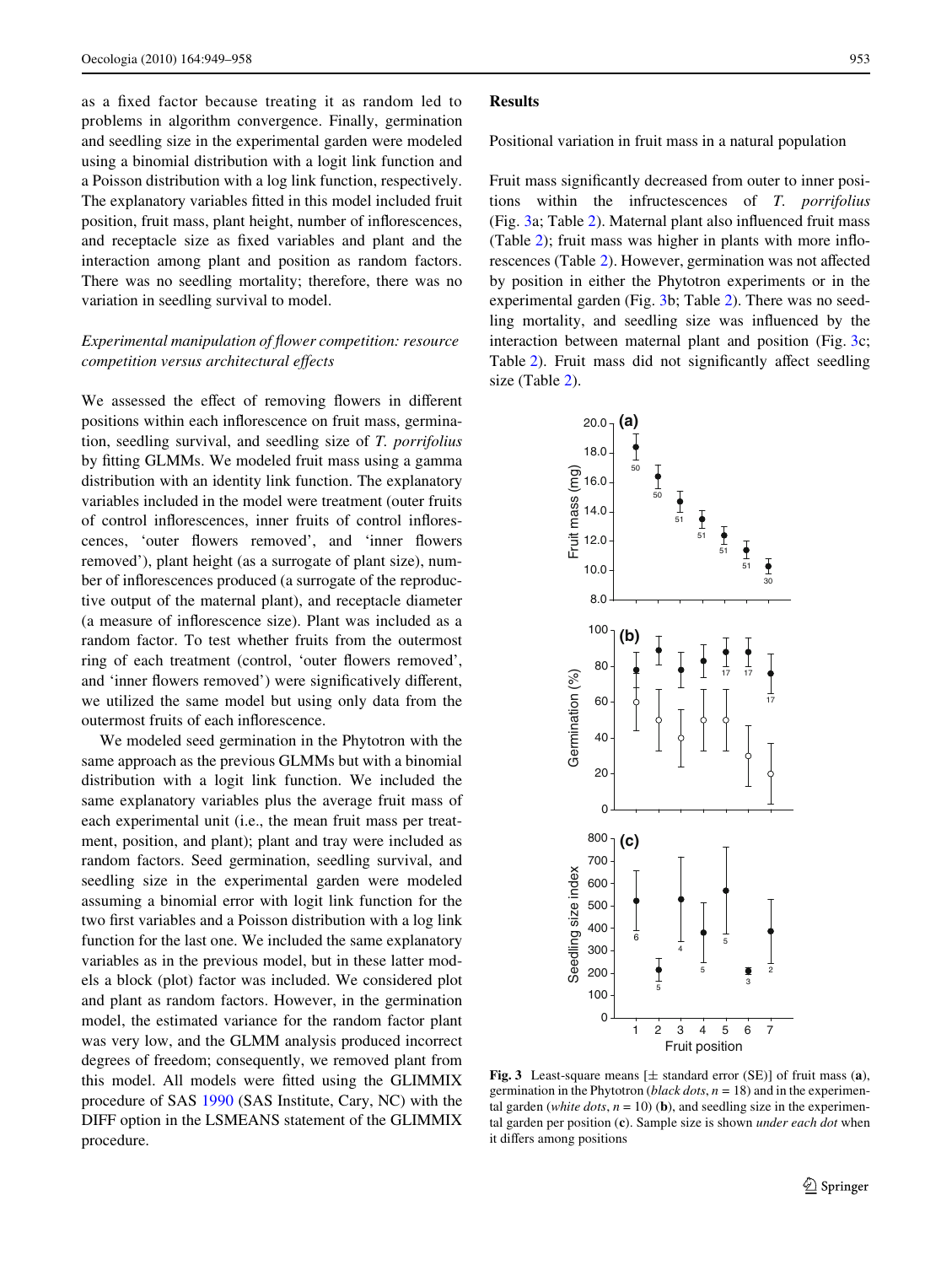as a fixed factor because treating it as random led to problems in algorithm convergence. Finally, germination and seedling size in the experimental garden were modeled using a binomial distribution with a logit link function and a Poisson distribution with a log link function, respectively. The explanatory variables fitted in this model included fruit position, fruit mass, plant height, number of inflorescences, and receptacle size as fixed variables and plant and the interaction among plant and position as random factors. There was no seedling mortality; therefore, there was no variation in seedling survival to model.

### *Experimental manipulation of flower competition: resource competition versus architectural effects*

We assessed the effect of removing flowers in different positions within each inflorescence on fruit mass, germination, seedling survival, and seedling size of *T. porrifolius* by fitting GLMMs. We modeled fruit mass using a gamma distribution with an identity link function. The explanatory variables included in the model were treatment (outer fruits of control inflorescences, inner fruits of control inflorescences, 'outer flowers removed', and 'inner flowers removed'), plant height (as a surrogate of plant size), number of inflorescences produced (a surrogate of the reproductive output of the maternal plant), and receptacle diameter (a measure of inflorescence size). Plant was included as a random factor. To test whether fruits from the outermost ring of each treatment (control, 'outer flowers removed', and 'inner flowers removed') were significatively different, we utilized the same model but using only data from the outermost fruits of each inflorescence.

We modeled seed germination in the Phytotron with the same approach as the previous GLMMs but with a binomial distribution with a logit link function. We included the same explanatory variables plus the average fruit mass of each experimental unit (i.e., the mean fruit mass per treatment, position, and plant); plant and tray were included as random factors. Seed germination, seedling survival, and seedling size in the experimental garden were modeled assuming a binomial error with logit link function for the two first variables and a Poisson distribution with a log link function for the last one. We included the same explanatory variables as in the previous model, but in these latter models a block (plot) factor was included. We considered plot and plant as random factors. However, in the germination model, the estimated variance for the random factor plant was very low, and the GLMM analysis produced incorrect degrees of freedom; consequently, we removed plant from this model. All models were fitted using the GLIMMIX procedure of SAS 1990 (SAS Institute, Cary, NC) with the DIFF option in the LSMEANS statement of the GLIMMIX procedure.

## Results

### Positional variation in fruit mass in a natural population

Fruit mass significantly decreased from outer to inner positions within the infructescences of *T. porrifolius* (Fig. 3a; Table 2). Maternal plant also influenced fruit mass (Table 2); fruit mass was higher in plants with more inflorescences (Table 2). However, germination was not affected by position in either the Phytotron experiments or in the experimental garden (Fig. 3b; Table 2). There was no seedling mortality, and seedling size was influenced by the interaction between maternal plant and position (Fig. 3c; Table 2). Fruit mass did not significantly affect seedling size (Table 2).

**Fig. 3** Least-square means [± standard error (SE)] of fruit mass (**a**), germination in the Phytotron (*black dots*, $n = 18$) and in the experimental garden (*white dots*, $n = 10$) (**b**), and seedling size in the experimental garden per position (**c**). Sample size is shown *under each dot* when it differs among positions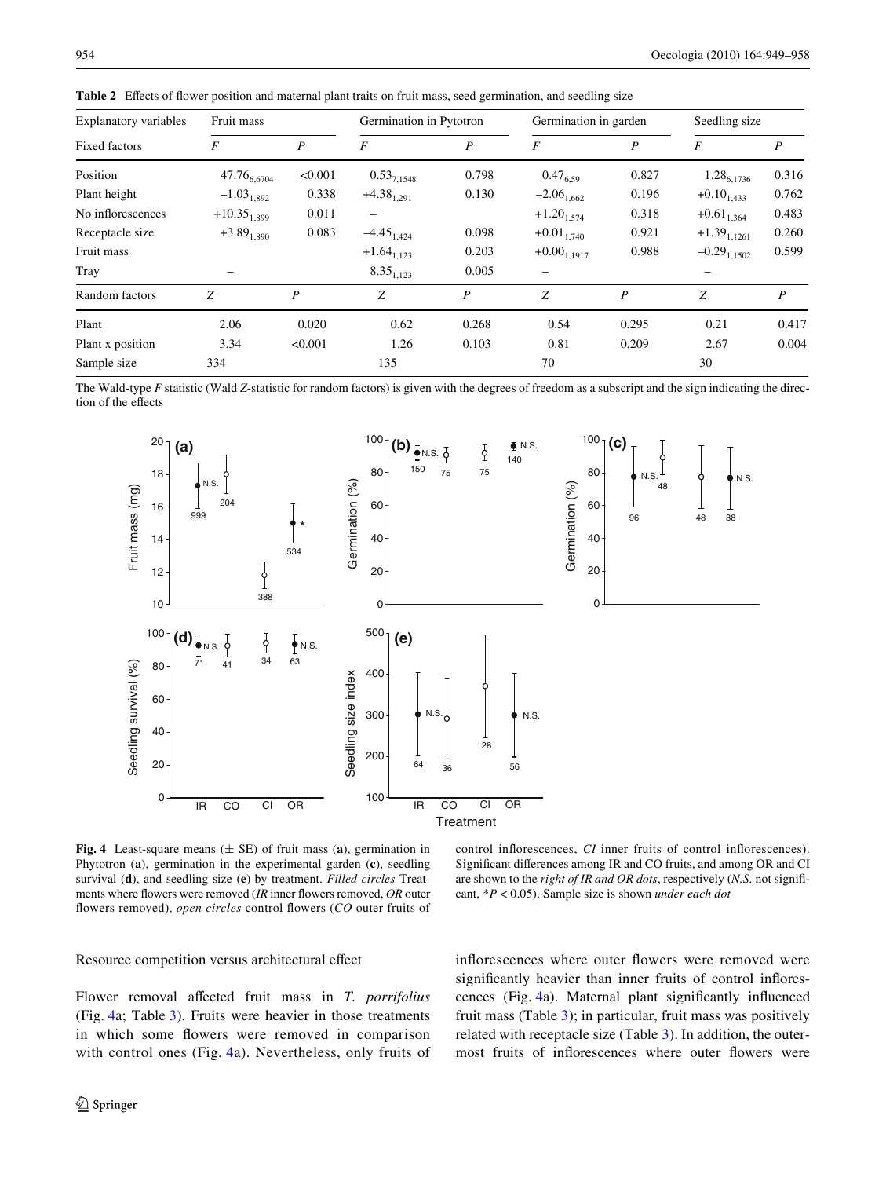**Table 2** Effects of flower position and maternal plant traits on fruit mass, seed germination, and seedling size

| Explanatory variables | Fruit mass | | Germination in Pytotron | | Germination in garden | | Seedling size | |
|---|---|---|---|---|---|---|---|---|
| Fixed factors | *F* | *P* | *F* | *P* | *F* | *P* | *F* | *P* |
| Position | $47.76_{6,6704}$ | <0.001 | $0.53_{7,1548}$ | 0.798 | $0.47_{6,59}$ | 0.827 | $1.28_{6,1736}$ | 0.316 |
| Plant height | $-1.03_{1,892}$ | 0.338 | $+4.38_{1,291}$ | 0.130 | $-2.06_{1,662}$ | 0.196 | $+0.10_{1,433}$ | 0.762 |
| No inflorescences | $+10.35_{1,899}$ | 0.011 | – | | $+1.20_{1,574}$ | 0.318 | $+0.61_{1,364}$ | 0.483 |
| Receptacle size | $+3.89_{1,890}$ | 0.083 | $-4.45_{1,424}$ | 0.098 | $+0.01_{1,740}$ | 0.921 | $+1.39_{1,1261}$ | 0.260 |
| Fruit mass | | | $+1.64_{1,123}$ | 0.203 | $+0.00_{1,1917}$ | 0.988 | $-0.29_{1,1502}$ | 0.599 |
| Tray | – | | $8.35_{1,123}$ | 0.005 | – | | – | |
| Random factors | *Z* | *P* | *Z* | *P* | *Z* | *P* | *Z* | *P* |
| Plant | 2.06 | 0.020 | 0.62 | 0.268 | 0.54 | 0.295 | 0.21 | 0.417 |
| Plant x position | 3.34 | <0.001 | 1.26 | 0.103 | 0.81 | 0.209 | 2.67 | 0.004 |
| Sample size | 334 | | 135 | | 70 | | 30 | |

The Wald-type *F* statistic (Wald *Z*-statistic for random factors) is given with the degrees of freedom as a subscript and the sign indicating the direction of the effects

**Fig. 4** Least-square means (± SE) of fruit mass (**a**), germination in Phytotron (**b**), germination in the experimental garden (**c**), seedling survival (**d**), and seedling size (**e**) by treatment. *Filled circles* Treatments where flowers were removed (*IR* inner flowers removed, *OR* outer flowers removed), *open circles* control flowers (*CO* outer fruits of control inflorescences, *CI* inner fruits of control inflorescences). Significant differences among IR and CO fruits, and among OR and CI are shown to the *right of IR and OR dots*, respectively (*N.S.* not significant, *$P < 0.05$). Sample size is shown *under each dot*

## Resource competition versus architectural effect

Flower removal affected fruit mass in *T. porrifolius* (Fig. 4a; Table 3). Fruits were heavier in those treatments in which some flowers were removed in comparison with control ones (Fig. 4a). Nevertheless, only fruits of inflorescences where outer flowers were removed were significantly heavier than inner fruits of control inflorescences (Fig. 4a). Maternal plant significantly influenced fruit mass (Table 3); in particular, fruit mass was positively related with receptacle size (Table 3). In addition, the outermost fruits of inflorescences where outer flowers were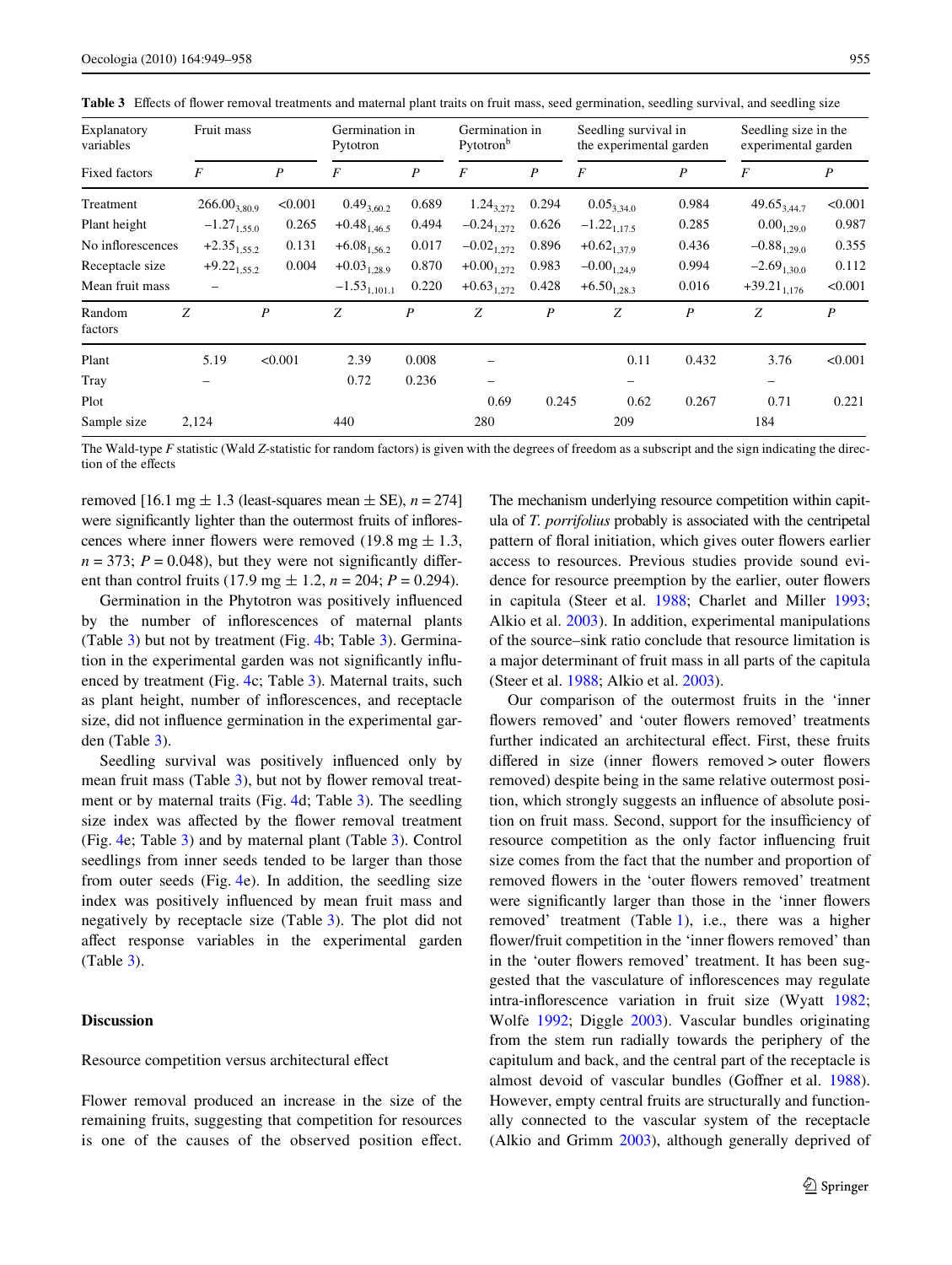**Table 3** Effects of flower removal treatments and maternal plant traits on fruit mass, seed germination, seedling survival, and seedling size

| Explanatory variables | Fruit mass | | Germination in Pytotron | | Germination in Pytotron[b] | | Seedling survival in the experimental garden | | Seedling size in the experimental garden | |
|---|---|---|---|---|---|---|---|---|---|---|
| Fixed factors | *F* | *P* | *F* | *P* | *F* | *P* | *F* | *P* | *F* | *P* |
| Treatment | $266.00_{3,80.9}$ | <0.001 | $0.49_{3,60.2}$ | 0.689 | $1.24_{3,272}$ | 0.294 | $0.05_{3,34.0}$ | 0.984 | $49.65_{3,44.7}$ | <0.001 |
| Plant height | $-1.27_{1,55.0}$ | 0.265 | $+0.48_{1,46.5}$ | 0.494 | $-0.24_{1,272}$ | 0.626 | $-1.22_{1,17.5}$ | 0.285 | $0.00_{1,29.0}$ | 0.987 |
| No inflorescences | $+2.35_{1,55.2}$ | 0.131 | $+6.08_{1,56.2}$ | 0.017 | $-0.02_{1,272}$ | 0.896 | $+0.62_{1,37.9}$ | 0.436 | $-0.88_{1,29.0}$ | 0.355 |
| Receptacle size | $+9.22_{1,55.2}$ | 0.004 | $+0.03_{1,28.9}$ | 0.870 | $+0.00_{1,272}$ | 0.983 | $-0.00_{1,24.9}$ | 0.994 | $-2.69_{1,30.0}$ | 0.112 |
| Mean fruit mass | – | | $-1.53_{1,101.1}$ | 0.220 | $+0.63_{1,272}$ | 0.428 | $+6.50_{1,28.3}$ | 0.016 | $+39.21_{1,176}$ | <0.001 |
| Random factors | *Z* | *P* | *Z* | *P* | *Z* | *P* | *Z* | *P* | *Z* | *P* |
| Plant | 5.19 | <0.001 | 2.39 | 0.008 | – | | 0.11 | 0.432 | 3.76 | <0.001 |
| Tray | – | | 0.72 | 0.236 | – | | – | | – | |
| Plot | | | | | 0.69 | 0.245 | 0.62 | 0.267 | 0.71 | 0.221 |
| Sample size | 2,124 | | 440 | | 280 | | 209 | | 184 | |

The Wald-type *F* statistic (Wald *Z*-statistic for random factors) is given with the degrees of freedom as a subscript and the sign indicating the direction of the effects

removed [16.1 mg ± 1.3 (least-squares mean ± SE), $n = 274$] were significantly lighter than the outermost fruits of inflorescences where inner flowers were removed (19.8 mg ± 1.3, $n = 373$; $P = 0.048$), but they were not significantly different than control fruits (17.9 mg ± 1.2, $n = 204$; $P = 0.294$).

Germination in the Phytotron was positively influenced by the number of inflorescences of maternal plants (Table 3) but not by treatment (Fig. 4b; Table 3). Germination in the experimental garden was not significantly influenced by treatment (Fig. 4c; Table 3). Maternal traits, such as plant height, number of inflorescences, and receptacle size, did not influence germination in the experimental garden (Table 3).

Seedling survival was positively influenced only by mean fruit mass (Table 3), but not by flower removal treatment or by maternal traits (Fig. 4d; Table 3). The seedling size index was affected by the flower removal treatment (Fig. 4e; Table 3) and by maternal plant (Table 3). Control seedlings from inner seeds tended to be larger than those from outer seeds (Fig. 4e). In addition, the seedling size index was positively influenced by mean fruit mass and negatively by receptacle size (Table 3). The plot did not affect response variables in the experimental garden (Table 3).

## Discussion

### Resource competition versus architectural effect

Flower removal produced an increase in the size of the remaining fruits, suggesting that competition for resources is one of the causes of the observed position effect. The mechanism underlying resource competition within capitula of *T. porrifolius* probably is associated with the centripetal pattern of floral initiation, which gives outer flowers earlier access to resources. Previous studies provide sound evidence for resource preemption by the earlier, outer flowers in capitula (Steer et al. 1988; Charlet and Miller 1993; Alkio et al. 2003). In addition, experimental manipulations of the source–sink ratio conclude that resource limitation is a major determinant of fruit mass in all parts of the capitula (Steer et al. 1988; Alkio et al. 2003).

Our comparison of the outermost fruits in the 'inner flowers removed' and 'outer flowers removed' treatments further indicated an architectural effect. First, these fruits differed in size (inner flowers removed > outer flowers removed) despite being in the same relative outermost position, which strongly suggests an influence of absolute position on fruit mass. Second, support for the insufficiency of resource competition as the only factor influencing fruit size comes from the fact that the number and proportion of removed flowers in the 'outer flowers removed' treatment were significantly larger than those in the 'inner flowers removed' treatment (Table 1), i.e., there was a higher flower/fruit competition in the 'inner flowers removed' than in the 'outer flowers removed' treatment. It has been suggested that the vasculature of inflorescences may regulate intra-inflorescence variation in fruit size (Wyatt 1982; Wolfe 1992; Diggle 2003). Vascular bundles originating from the stem run radially towards the periphery of the capitulum and back, and the central part of the receptacle is almost devoid of vascular bundles (Goffner et al. 1988). However, empty central fruits are structurally and functionally connected to the vascular system of the receptacle (Alkio and Grimm 2003), although generally deprived of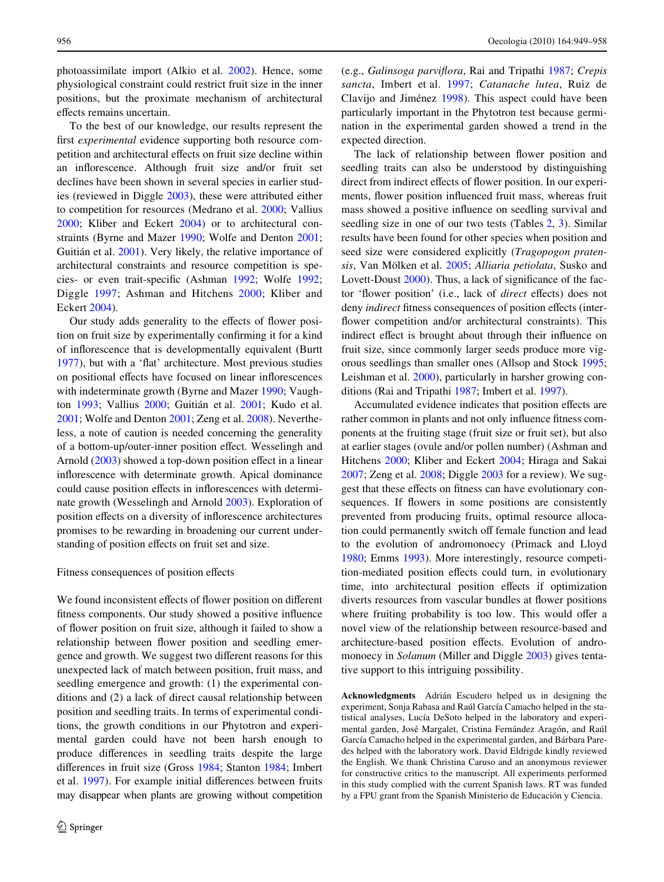photoassimilate import (Alkio et al. 2002). Hence, some physiological constraint could restrict fruit size in the inner positions, but the proximate mechanism of architectural effects remains uncertain.

To the best of our knowledge, our results represent the first *experimental* evidence supporting both resource competition and architectural effects on fruit size decline within an inflorescence. Although fruit size and/or fruit set declines have been shown in several species in earlier studies (reviewed in Diggle 2003), these were attributed either to competition for resources (Medrano et al. 2000; Vallius 2000; Kliber and Eckert 2004) or to architectural constraints (Byrne and Mazer 1990; Wolfe and Denton 2001; Guitián et al. 2001). Very likely, the relative importance of architectural constraints and resource competition is species- or even trait-specific (Ashman 1992; Wolfe 1992; Diggle 1997; Ashman and Hitchens 2000; Kliber and Eckert 2004).

Our study adds generality to the effects of flower position on fruit size by experimentally confirming it for a kind of inflorescence that is developmentally equivalent (Burtt 1977), but with a 'flat' architecture. Most previous studies on positional effects have focused on linear inflorescences with indeterminate growth (Byrne and Mazer 1990; Vaughton 1993; Vallius 2000; Guitián et al. 2001; Kudo et al. 2001; Wolfe and Denton 2001; Zeng et al. 2008). Nevertheless, a note of caution is needed concerning the generality of a bottom-up/outer-inner position effect. Wesselingh and Arnold (2003) showed a top-down position effect in a linear inflorescence with determinate growth. Apical dominance could cause position effects in inflorescences with determinate growth (Wesselingh and Arnold 2003). Exploration of position effects on a diversity of inflorescence architectures promises to be rewarding in broadening our current understanding of position effects on fruit set and size.

### Fitness consequences of position effects

We found inconsistent effects of flower position on different fitness components. Our study showed a positive influence of flower position on fruit size, although it failed to show a relationship between flower position and seedling emergence and growth. We suggest two different reasons for this unexpected lack of match between position, fruit mass, and seedling emergence and growth: (1) the experimental conditions and (2) a lack of direct causal relationship between position and seedling traits. In terms of experimental conditions, the growth conditions in our Phytotron and experimental garden could have not been harsh enough to produce differences in seedling traits despite the large differences in fruit size (Gross 1984; Stanton 1984; Imbert et al. 1997). For example initial differences between fruits may disappear when plants are growing without competition (e.g., *Galinsoga parviflora*, Rai and Tripathi 1987; *Crepis sancta*, Imbert et al. 1997; *Catanache lutea*, Ruiz de Clavijo and Jiménez 1998). This aspect could have been particularly important in the Phytotron test because germination in the experimental garden showed a trend in the expected direction.

The lack of relationship between flower position and seedling traits can also be understood by distinguishing direct from indirect effects of flower position. In our experiments, flower position influenced fruit mass, whereas fruit mass showed a positive influence on seedling survival and seedling size in one of our two tests (Tables 2, 3). Similar results have been found for other species when position and seed size were considered explicitly (*Tragopogon pratensis*, Van Mölken et al. 2005; *Alliaria petiolata*, Susko and Lovett-Doust 2000). Thus, a lack of significance of the factor 'flower position' (i.e., lack of *direct* effects) does not deny *indirect* fitness consequences of position effects (inter-flower competition and/or architectural constraints). This indirect effect is brought about through their influence on fruit size, since commonly larger seeds produce more vigorous seedlings than smaller ones (Allsop and Stock 1995; Leishman et al. 2000), particularly in harsher growing conditions (Rai and Tripathi 1987; Imbert et al. 1997).

Accumulated evidence indicates that position effects are rather common in plants and not only influence fitness components at the fruiting stage (fruit size or fruit set), but also at earlier stages (ovule and/or pollen number) (Ashman and Hitchens 2000; Kliber and Eckert 2004; Hiraga and Sakai 2007; Zeng et al. 2008; Diggle 2003 for a review). We suggest that these effects on fitness can have evolutionary consequences. If flowers in some positions are consistently prevented from producing fruits, optimal resource allocation could permanently switch off female function and lead to the evolution of andromonoecy (Primack and Lloyd 1980; Emms 1993). More interestingly, resource competition-mediated position effects could turn, in evolutionary time, into architectural position effects if optimization diverts resources from vascular bundles at flower positions where fruiting probability is too low. This would offer a novel view of the relationship between resource-based and architecture-based position effects. Evolution of andromonoecy in *Solanum* (Miller and Diggle 2003) gives tentative support to this intriguing possibility.

**Acknowledgments** Adrián Escudero helped us in designing the experiment, Sonja Rabasa and Raúl García Camacho helped in the statistical analyses, Lucía DeSoto helped in the laboratory and experimental garden, José Margalet, Cristina Fernández Aragón, and Raúl García Camacho helped in the experimental garden, and Bárbara Paredes helped with the laboratory work. David Eldrigde kindly reviewed the English. We thank Christina Caruso and an anonymous reviewer for constructive critics to the manuscript. All experiments performed in this study complied with the current Spanish laws. RT was funded by a FPU grant from the Spanish Ministerio de Educación y Ciencia.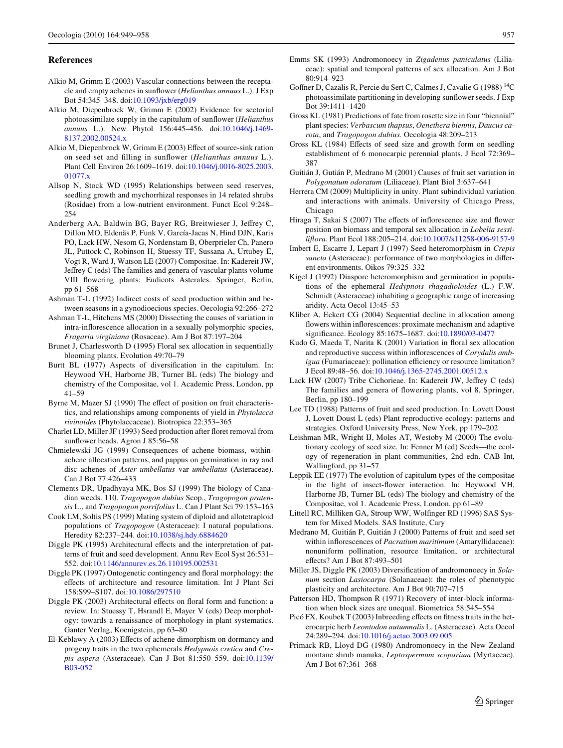## References

Alkio M, Grimm E (2003) Vascular connections between the receptacle and empty achenes in sunflower (*Helianthus annuus* L.). J Exp Bot 54:345–348. doi:10.1093/jxb/erg019

Alkio M, Diepenbrock W, Grimm E (2002) Evidence for sectorial photoassimilate supply in the capitulum of sunflower (*Helianthus annuus* L.). New Phytol 156:445–456. doi:10.1046/j.1469-8137.2002.00524.x

Alkio M, Diepenbrock W, Grimm E (2003) Effect of source-sink ration on seed set and filling in sunflower (*Helianthus annuus* L.). Plant Cell Environ 26:1609–1619. doi:10.1046/j.0016-8025.2003.01077.x

Allsop N, Stock WD (1995) Relationships between seed reserves, seedling growth and mychorrhizal responses in 14 related shrubs (Rosidae) from a low-nutrient environment. Funct Ecol 9:248–254

Anderberg AA, Baldwin BG, Bayer RG, Breitwieser J, Jeffrey C, Dillon MO, Eldenäs P, Funk V, García-Jacas N, Hind DJN, Karis PO, Lack HW, Nesom G, Nordenstam B, Oberprieler Ch, Panero JL, Puttock C, Robinson H, Stuessy TF, Sussana A, Urtubey E, Vogt R, Ward J, Watson LE (2007) Compositae. In: Kadereit JW, Jeffrey C (eds) The families and genera of vascular plants volume VIII flowering plants: Eudicots Asterales. Springer, Berlin, pp 61–568

Ashman T-L (1992) Indirect costs of seed production within and between seasons in a gynodioecious species. Oecologia 92:266–272

Ashman T-L, Hitchens MS (2000) Dissecting the causes of variation in intra-inflorescence allocation in a sexually polymorphic species, *Fragaria virginiana* (Rosaceae). Am J Bot 87:197–204

Brunet J, Charlesworth D (1995) Floral sex allocation in sequentially blooming plants. Evolution 49:70–79

Burtt BL (1977) Aspects of diversification in the capitulum. In: Heywood VH, Harborne JB, Turner BL (eds) The biology and chemistry of the Compositae, vol 1. Academic Press, London, pp 41–59

Byrne M, Mazer SJ (1990) The effect of position on fruit characteristics, and relationships among components of yield in *Phytolacca rivinoides* (Phytolaccaceae). Biotropica 22:353–365

Charlet LD, Miller JF (1993) Seed production after floret removal from sunflower heads. Agron J 85:56–58

Chmielewski JG (1999) Consequences of achene biomass, within-achene allocation patterns, and pappus on germination in ray and disc achenes of *Aster umbellatus* var *umbellatus* (Asteraceae). Can J Bot 77:426–433

Clements DR, Upadhyaya MK, Bos SJ (1999) The biology of Canadian weeds. 110. *Tragopogon dubius* Scop., *Tragopogon pratensis* L., and *Tragopogon porrifolius* L. Can J Plant Sci 79:153–163

Cook LM, Soltis PS (1999) Mating system of diploid and allotetraploid populations of *Tragopogon* (Asteraceae): I natural populations. Heredity 82:237–244. doi:10.1038/sj.hdy.6884620

Diggle PK (1995) Architectural effects and the interpretation of patterns of fruit and seed development. Annu Rev Ecol Syst 26:531–552. doi:10.1146/annurev.es.26.110195.002531

Diggle PK (1997) Ontogenetic contingency and floral morphology: the effects of architecture and resource limitation. Int J Plant Sci 158:S99–S107. doi:10.1086/297510

Diggle PK (2003) Architectural effects on floral form and function: a review. In: Stuessy T, Hsrandl E, Mayer V (eds) Deep morphology: towards a renaissance of morphology in plant systematics. Ganter Verlag, Koenigstein, pp 63–80

El-Keblawy A (2003) Effects of achene dimorphism on dormancy and progeny traits in the two ephemerals *Hedypnois cretica* and *Crepis aspera* (Asteraceae). Can J Bot 81:550–559. doi:10.1139/B03-052

Emms SK (1993) Andromonoecy in *Zigadenus paniculatus* (Liliaceae): spatial and temporal patterns of sex allocation. Am J Bot 80:914–923

Goffner D, Cazalis R, Percie du Sert C, Calmes J, Cavalie G (1988) $^{14}$C photoassimilate partitioning in developing sunflower seeds. J Exp Bot 39:1411–1420

Gross KL (1981) Predictions of fate from rosette size in four "biennial" plant species: *Verbascum thapsus*, *Oenethera biennis*, *Daucus carota*, and *Tragopogon dubius*. Oecologia 48:209–213

Gross KL (1984) Effects of seed size and growth form on seedling establishment of 6 monocarpic perennial plants. J Ecol 72:369–387

Guitián J, Gutián P, Medrano M (2001) Causes of fruit set variation in *Polygonatum odoratum* (Liliaceae). Plant Biol 3:637–641

Herrera CM (2009) Multiplicity in unity. Plant subindividual variation and interactions with animals. University of Chicago Press, Chicago

Hiraga T, Sakai S (2007) The effects of inflorescence size and flower position on biomass and temporal sex allocation in *Lobelia sessiliflora*. Plant Ecol 188:205–214. doi:10.1007/s11258-006-9157-9

Imbert E, Escarre J, Lepart J (1997) Seed heteromorphism in *Crepis sancta* (Asteraceae): performance of two morphologies in different environments. Oikos 79:325–332

Kigel J (1992) Diaspore heteromorphism and germination in populations of the ephemeral *Hedypnois rhagadioloides* (L.) F.W. Schmidt (Asteraceae) inhabiting a geographic range of increasing aridity. Acta Oecol 13:45–53

Kliber A, Eckert CG (2004) Sequential decline in allocation among flowers within inflorescences: proximate mechanism and adaptive significance. Ecology 85:1675–1687. doi:10.1890/03-0477

Kudo G, Maeda T, Narita K (2001) Variation in floral sex allocation and reproductive success within inflorescences of *Corydalis ambigua* (Fumariaceae): pollination efficiency or resource limitation? J Ecol 89:48–56. doi:10.1046/j.1365-2745.2001.00512.x

Lack HW (2007) Tribe Cichorieae. In: Kadereit JW, Jeffrey C (eds) The families and genera of flowering plants, vol 8. Springer, Berlin, pp 180–199

Lee TD (1988) Patterns of fruit and seed production. In: Lovett Doust J, Lovett Doust L (eds) Plant reproductive ecology: patterns and strategies. Oxford University Press, New York, pp 179–202

Leishman MR, Wright IJ, Moles AT, Westoby M (2000) The evolutionary ecology of seed size. In: Fenner M (ed) Seeds—the ecology of regeneration in plant communities, 2nd edn. CAB Int, Wallingford, pp 31–57

Leppik EE (1977) The evolution of capitulum types of the compositae in the light of insect-flower interaction. In: Heywood VH, Harborne JB, Turner BL (eds) The biology and chemistry of the Compositae, vol 1. Academic Press, London, pp 61–89

Littell RC, Milliken GA, Stroup WW, Wolfinger RD (1996) SAS System for Mixed Models. SAS Institute, Cary

Medrano M, Guitián P, Guitián J (2000) Patterns of fruit and seed set within inflorescences of *Pacratium maritimum* (Amaryllidaceae): nonuniform pollination, resource limitation, or architectural effects? Am J Bot 87:493–501

Miller JS, Diggle PK (2003) Diversification of andromonoecy in *Solanum* section *Lasiocarpa* (Solanaceae): the roles of phenotypic plasticity and architecture. Am J Bot 90:707–715

Patterson HD, Thompson R (1971) Recovery of inter-block information when block sizes are unequal. Biometrica 58:545–554

Picó FX, Koubek T (2003) Inbreeding effects on fitness traits in the heterocarpic herb *Leontodon autumnalis* L. (Asteraceae). Acta Oecol 24:289–294. doi:10.1016/j.actao.2003.09.005

Primack RB, Lloyd DG (1980) Andromonoecy in the New Zealand montane shrub manuka, *Leptospermum scoparium* (Myrtaceae). Am J Bot 67:361–368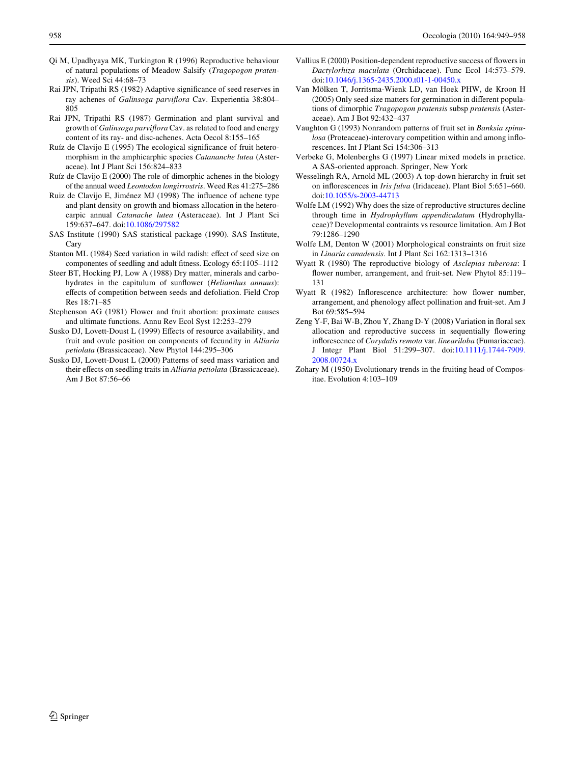Qi M, Upadhyaya MK, Turkington R (1996) Reproductive behaviour of natural populations of Meadow Salsify (*Tragopogon pratensis*). Weed Sci 44:68–73

Rai JPN, Tripathi RS (1982) Adaptive significance of seed reserves in ray achenes of *Galinsoga parviflora* Cav. Experientia 38:804–805

Rai JPN, Tripathi RS (1987) Germination and plant survival and growth of *Galinsoga parviflora* Cav. as related to food and energy content of its ray- and disc-achenes. Acta Oecol 8:155–165

Ruíz de Clavijo E (1995) The ecological significance of fruit heteromorphism in the amphicarphic species *Catananche lutea* (Asteraceae). Int J Plant Sci 156:824–833

Ruíz de Clavijo E (2000) The role of dimorphic achenes in the biology of the annual weed *Leontodon longirrostris*. Weed Res 41:275–286

Ruiz de Clavijo E, Jiménez MJ (1998) The influence of achene type and plant density on growth and biomass allocation in the heterocarpic annual *Catanache lutea* (Asteraceae). Int J Plant Sci 159:637–647. doi:10.1086/297582

SAS Institute (1990) SAS statistical package (1990). SAS Institute, Cary

Stanton ML (1984) Seed variation in wild radish: effect of seed size on componentes of seedling and adult fitness. Ecology 65:1105–1112

Steer BT, Hocking PJ, Low A (1988) Dry matter, minerals and carbohydrates in the capitulum of sunflower (*Helianthus annuus*): effects of competition between seeds and defoliation. Field Crop Res 18:71–85

Stephenson AG (1981) Flower and fruit abortion: proximate causes and ultimate functions. Annu Rev Ecol Syst 12:253–279

Susko DJ, Lovett-Doust L (1999) Effects of resource availability, and fruit and ovule position on components of fecundity in *Alliaria petiolata* (Brassicaceae). New Phytol 144:295–306

Susko DJ, Lovett-Doust L (2000) Patterns of seed mass variation and their effects on seedling traits in *Alliaria petiolata* (Brassicaceae). Am J Bot 87:56–66

Vallius E (2000) Position-dependent reproductive success of flowers in *Dactylorhiza maculata* (Orchidaceae). Func Ecol 14:573–579. doi:10.1046/j.1365-2435.2000.t01-1-00450.x

Van Mölken T, Jorritsma-Wienk LD, van Hoek PHW, de Kroon H (2005) Only seed size matters for germination in different populations of dimorphic *Tragopogon pratensis* subsp *pratensis* (Asteraceae). Am J Bot 92:432–437

Vaughton G (1993) Nonrandom patterns of fruit set in *Banksia spinulosa* (Proteaceae)-interovary competition within and among inflorescences. Int J Plant Sci 154:306–313

Verbeke G, Molenberghs G (1997) Linear mixed models in practice. A SAS-oriented approach. Springer, New York

Wesselingh RA, Arnold ML (2003) A top-down hierarchy in fruit set on inflorescences in *Iris fulva* (Iridaceae). Plant Biol 5:651–660. doi:10.1055/s-2003-44713

Wolfe LM (1992) Why does the size of reproductive structures decline through time in *Hydrophyllum appendiculatum* (Hydrophyllaceae)? Developmental contraints vs resource limitation. Am J Bot 79:1286–1290

Wolfe LM, Denton W (2001) Morphological constraints on fruit size in *Linaria canadensis*. Int J Plant Sci 162:1313–1316

Wyatt R (1980) The reproductive biology of *Asclepias tuberosa*: I flower number, arrangement, and fruit-set. New Phytol 85:119–131

Wyatt R (1982) Inflorescence architecture: how flower number, arrangement, and phenology affect pollination and fruit-set. Am J Bot 69:585–594

Zeng Y-F, Bai W-B, Zhou Y, Zhang D-Y (2008) Variation in floral sex allocation and reproductive success in sequentially flowering inflorescence of *Corydalis remota* var. *lineariloba* (Fumariaceae). J Integr Plant Biol 51:299–307. doi:10.1111/j.1744-7909.2008.00724.x

Zohary M (1950) Evolutionary trends in the fruiting head of Compositae. Evolution 4:103–109